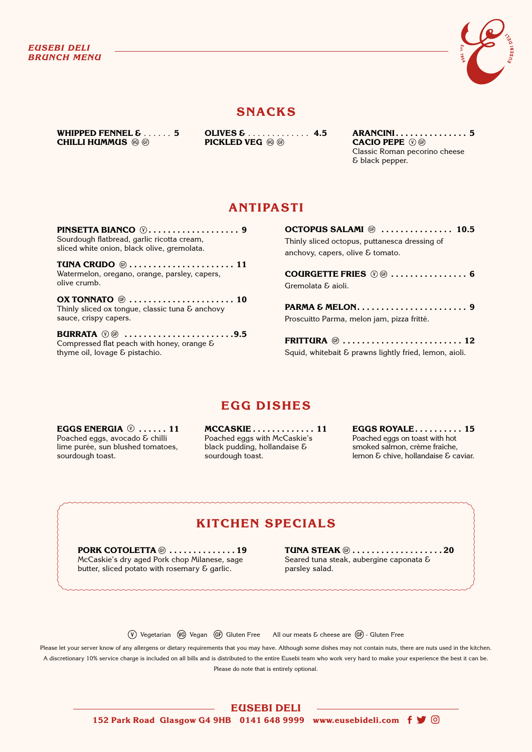*EUSEBI DELI*
*BRUNCH MENU*

## SNACKS

**WHIPPED FENNEL & CHILLI HUMMUS** (VG) (GF) ...... 5

**OLIVES & PICKLED VEG** (VG) (GF) ............. 4.5

**ARANCINI CACIO PEPE** (V) (GF) ............... 5
Classic Roman pecorino cheese & black pepper.

## ANTIPASTI

**PINSETTA BIANCO** (V) ................... 9
Sourdough flatbread, garlic ricotta cream, sliced white onion, black olive, gremolata.

**TUNA CRUDO** (GF) ...................... 11
Watermelon, oregano, orange, parsley, capers, olive crumb.

**OX TONNATO** (GF) ...................... 10
Thinly sliced ox tongue, classic tuna & anchovy sauce, crispy capers.

**BURRATA** (V) (GF) .......................9.5
Compressed flat peach with honey, orange & thyme oil, lovage & pistachio.

**OCTOPUS SALAMI** (GF) ............... 10.5
Thinly sliced octopus, puttanesca dressing of anchovy, capers, olive & tomato.

**COURGETTE FRIES** (V) (GF) ................ 6
Gremolata & aioli.

**PARMA & MELON** ....................... 9
Proscuitto Parma, melon jam, pizza fritté.

**FRITTURA** (GF) ......................... 12
Squid, whitebait & prawns lightly fried, lemon, aioli.

## EGG DISHES

**EGGS ENERGIA** (V) ...... 11
Poached eggs, avocado & chilli lime purée, sun blushed tomatoes, sourdough toast.

**MCCASKIE** ............. 11
Poached eggs with McCaskie's black pudding, hollandaise & sourdough toast.

**EGGS ROYALE** .......... 15
Poached eggs on toast with hot smoked salmon, crème fraîche, lemon & chive, hollandaise & caviar.

## KITCHEN SPECIALS

**PORK COTOLETTA** (GF) ..............19
McCaskie's dry aged Pork chop Milanese, sage butter, sliced potato with rosemary & garlic.

**TUNA STEAK** (GF) ...................20
Seared tuna steak, aubergine caponata & parsley salad.

(V) Vegetarian (VG) Vegan (GF) Gluten Free All our meats & cheese are (GF) - Gluten Free

Please let your server know of any allergens or dietary requirements that you may have. Although some dishes may not contain nuts, there are nuts used in the kitchen.
A discretionary 10% service charge is included on all bills and is distributed to the entire Eusebi team who work very hard to make your experience the best it can be.
Please do note that is entirely optional.

**EUSEBI DELI**
**152 Park Road Glasgow G4 9HB 0141 648 9999 www.eusebideli.com**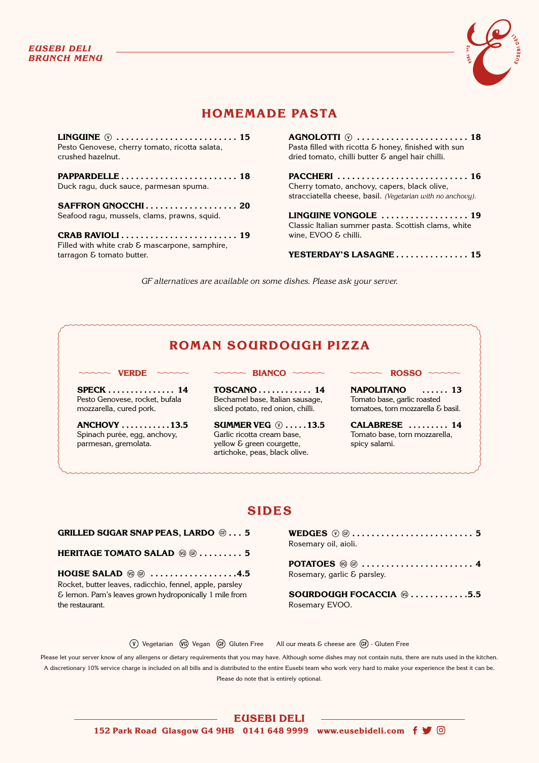*EUSEBI DELI*
*BRUNCH MENU*

## HOMEMADE PASTA

**LINGUINE** (V) ......................... 15
Pesto Genovese, cherry tomato, ricotta salata, crushed hazelnut.

**PAPPARDELLE** ......................... 18
Duck ragu, duck sauce, parmesan spuma.

**SAFFRON GNOCCHI** ................... 20
Seafood ragu, mussels, clams, prawns, squid.

**CRAB RAVIOLI** ......................... 19
Filled with white crab & mascarpone, samphire, tarragon & tomato butter.

**AGNOLOTTI** (V) ....................... 18
Pasta filled with ricotta & honey, finished with sun dried tomato, chilli butter & angel hair chilli.

**PACCHERI** ........................... 16
Cherry tomato, anchovy, capers, black olive, stracciatella cheese, basil. *(Vegetarian with no anchovy).*

**LINGUINE VONGOLE** .................. 19
Classic Italian summer pasta. Scottish clams, white wine, EVOO & chilli.

**YESTERDAY'S LASAGNE** ............... 15

*GF alternatives are available on some dishes. Please ask your server.*

## ROMAN SOURDOUGH PIZZA

### VERDE

**SPECK** ............... 14
Pesto Genovese, rocket, bufala mozzarella, cured pork.

**ANCHOVY** ...........13.5
Spinach purée, egg, anchovy, parmesan, gremolata.

### BIANCO

**TOSCANO** ............ 14
Bechamel base, Italian sausage, sliced potato, red onion, chilli.

**SUMMER VEG** (V) .....13.5
Garlic ricotta cream base, yellow & green courgette, artichoke, peas, black olive.

### ROSSO

**NAPOLITANO** ...... 13
Tomato base, garlic roasted tomatoes, torn mozzarella & basil.

**CALABRESE** ......... 14
Tomato base, torn mozzarella, spicy salami.

## SIDES

**GRILLED SUGAR SNAP PEAS, LARDO** (GF) ... 5

**HERITAGE TOMATO SALAD** (VG) (GF) ......... 5

**HOUSE SALAD** (VG) (GF) ..................4.5
Rocket, butter leaves, radicchio, fennel, apple, parsley & lemon. Pam's leaves grown hydroponically 1 mile from the restaurant.

**WEDGES** (V) (GF) ......................... 5
Rosemary oil, aioli.

**POTATOES** (VG) (GF) ....................... 4
Rosemary, garlic & parsley.

**SOURDOUGH FOCACCIA** (VG) ............5.5
Rosemary EVOO.

(V) Vegetarian (VG) Vegan (GF) Gluten Free All our meats & cheese are (GF) - Gluten Free

Please let your server know of any allergens or dietary requirements that you may have. Although some dishes may not contain nuts, there are nuts used in the kitchen.
A discretionary 10% service charge is included on all bills and is distributed to the entire Eusebi team who work very hard to make your experience the best it can be.
Please do note that is entirely optional.

**EUSEBI DELI**
**152 Park Road Glasgow G4 9HB 0141 648 9999 www.eusebideli.com**